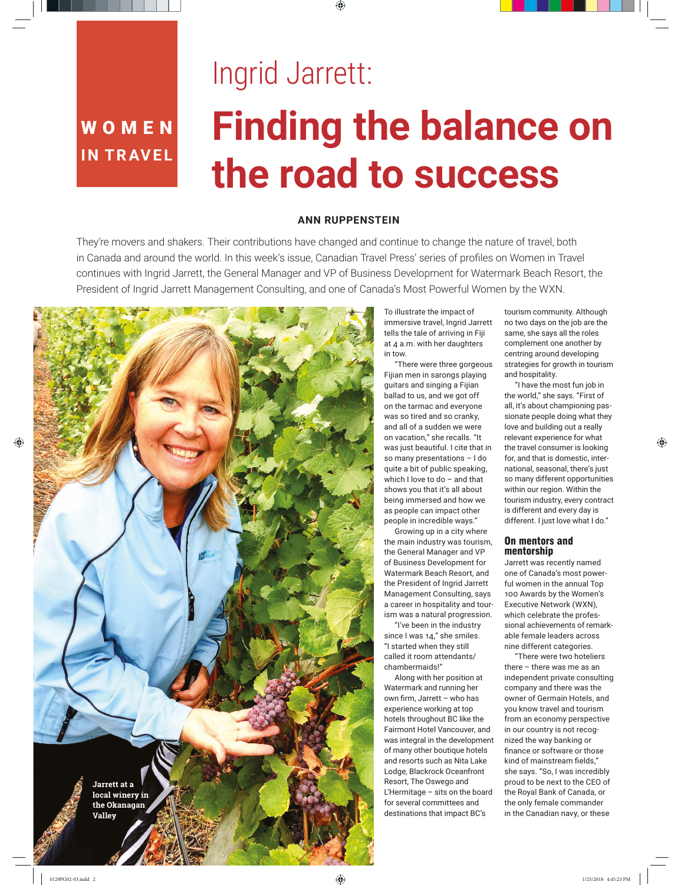WOMEN IN TRAVEL

# Ingrid Jarrett: Finding the balance on the road to success

**ANN RUPPENSTEIN**

They're movers and shakers. Their contributions have changed and continue to change the nature of travel, both in Canada and around the world. In this week's issue, Canadian Travel Press' series of profiles on Women in Travel continues with Ingrid Jarrett, the General Manager and VP of Business Development for Watermark Beach Resort, the President of Ingrid Jarrett Management Consulting, and one of Canada's Most Powerful Women by the WXN.

**Jarrett at a local winery in the Okanagan Valley**

To illustrate the impact of immersive travel, Ingrid Jarrett tells the tale of arriving in Fiji at 4 a.m. with her daughters in tow.

"There were three gorgeous Fijian men in sarongs playing guitars and singing a Fijian ballad to us, and we got off on the tarmac and everyone was so tired and so cranky, and all of a sudden we were on vacation," she recalls. "It was just beautiful. I cite that in so many presentations – I do quite a bit of public speaking, which I love to do – and that shows you that it's all about being immersed and how we as people can impact other people in incredible ways."

Growing up in a city where the main industry was tourism, the General Manager and VP of Business Development for Watermark Beach Resort, and the President of Ingrid Jarrett Management Consulting, says a career in hospitality and tourism was a natural progression.

"I've been in the industry since I was 14," she smiles. "I started when they still called it room attendants/chambermaids!"

Along with her position at Watermark and running her own firm, Jarrett – who has experience working at top hotels throughout BC like the Fairmont Hotel Vancouver, and was integral in the development of many other boutique hotels and resorts such as Nita Lake Lodge, Blackrock Oceanfront Resort, The Oswego and L'Hermitage – sits on the board for several committees and destinations that impact BC's tourism community. Although no two days on the job are the same, she says all the roles complement one another by centring around developing strategies for growth in tourism and hospitality.

"I have the most fun job in the world," she says. "First of all, it's about championing passionate people doing what they love and building out a really relevant experience for what the travel consumer is looking for, and that is domestic, international, seasonal, there's just so many different opportunities within our region. Within the tourism industry, every contract is different and every day is different. I just love what I do."

## On mentors and mentorship

Jarrett was recently named one of Canada's most powerful women in the annual Top 100 Awards by the Women's Executive Network (WXN), which celebrate the professional achievements of remarkable female leaders across nine different categories.

"There were two hoteliers there – there was me as an independent private consulting company and there was the owner of Germain Hotels, and you know travel and tourism from an economy perspective in our country is not recognized the way banking or finance or software or those kind of mainstream fields," she says. "So, I was incredibly proud to be next to the CEO of the Royal Bank of Canada, or the only female commander in the Canadian navy, or these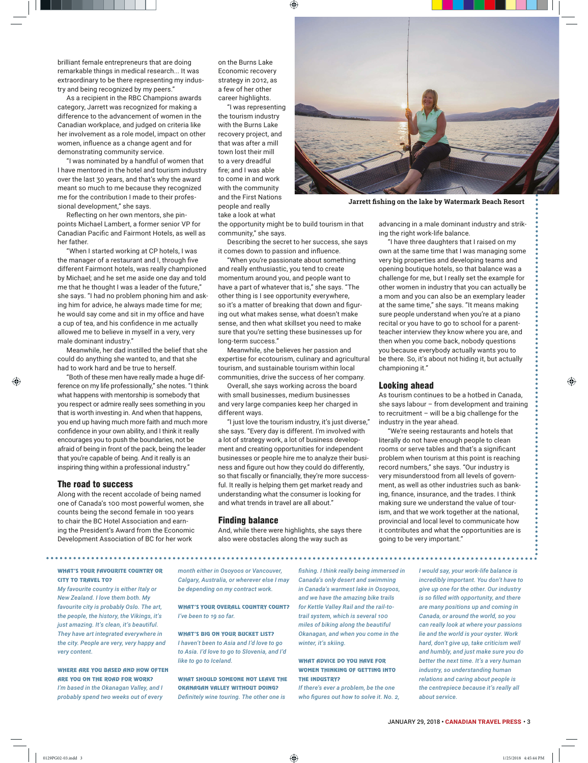brilliant female entrepreneurs that are doing remarkable things in medical research... It was extraordinary to be there representing my industry and being recognized by my peers."

As a recipient in the RBC Champions awards category, Jarrett was recognized for making a difference to the advancement of women in the Canadian workplace, and judged on criteria like her involvement as a role model, impact on other women, influence as a change agent and for demonstrating community service.

"I was nominated by a handful of women that I have mentored in the hotel and tourism industry over the last 30 years, and that's why the award meant so much to me because they recognized me for the contribution I made to their professional development," she says.

Reflecting on her own mentors, she pinpoints Michael Lambert, a former senior VP for Canadian Pacific and Fairmont Hotels, as well as her father.

"When I started working at CP hotels, I was the manager of a restaurant and I, through five different Fairmont hotels, was really championed by Michael; and he set me aside one day and told me that he thought I was a leader of the future," she says. "I had no problem phoning him and asking him for advice, he always made time for me; he would say come and sit in my office and have a cup of tea, and his confidence in me actually allowed me to believe in myself in a very, very male dominant industry."

Meanwhile, her dad instilled the belief that she could do anything she wanted to, and that she had to work hard and be true to herself.

"Both of these men have really made a huge difference on my life professionally," she notes. "I think what happens with mentorship is somebody that you respect or admire really sees something in you that is worth investing in. And when that happens, you end up having much more faith and much more confidence in your own ability, and I think it really encourages you to push the boundaries, not be afraid of being in front of the pack, being the leader that you're capable of being. And it really is an inspiring thing within a professional industry."

## The road to success

Along with the recent accolade of being named one of Canada's 100 most powerful women, she counts being the second female in 100 years to chair the BC Hotel Association and earning the President's Award from the Economic Development Association of BC for her work on the Burns Lake Economic recovery strategy in 2012, as a few of her other career highlights.

"I was representing the tourism industry with the Burns Lake recovery project, and that was after a mill town lost their mill to a very dreadful fire; and I was able to come in and work with the community and the First Nations people and really take a look at what the opportunity might be to build tourism in that community," she says.

Jarrett fishing on the lake by Watermark Beach Resort

Describing the secret to her success, she says it comes down to passion and influence.

"When you're passionate about something and really enthusiastic, you tend to create momentum around you, and people want to have a part of whatever that is," she says. "The other thing is I see opportunity everywhere, so it's a matter of breaking that down and figuring out what makes sense, what doesn't make sense, and then what skillset you need to make sure that you're setting these businesses up for long-term success."

Meanwhile, she believes her passion and expertise for ecotourism, culinary and agricultural tourism, and sustainable tourism within local communities, drive the success of her company.

Overall, she says working across the board with small businesses, medium businesses and very large companies keep her charged in different ways.

"I just love the tourism industry, it's just diverse," she says. "Every day is different. I'm involved with a lot of strategy work, a lot of business development and creating opportunities for independent businesses or people hire me to analyze their business and figure out how they could do differently, so that fiscally or financially, they're more successful. It really is helping them get market ready and understanding what the consumer is looking for and what trends in travel are all about."

## Finding balance

And, while there were highlights, she says there also were obstacles along the way such as advancing in a male dominant industry and striking the right work-life balance.

"I have three daughters that I raised on my own at the same time that I was managing some very big properties and developing teams and opening boutique hotels, so that balance was a challenge for me, but I really set the example for other women in industry that you can actually be a mom and you can also be an exemplary leader at the same time," she says. "It means making sure people understand when you're at a piano recital or you have to go to school for a parent-teacher interview they know where you are, and then when you come back, nobody questions you because everybody actually wants you to be there. So, it's about not hiding it, but actually championing it."

## Looking ahead

As tourism continues to be a hotbed in Canada, she says labour – from development and training to recruitment – will be a big challenge for the industry in the year ahead.

"We're seeing restaurants and hotels that literally do not have enough people to clean rooms or serve tables and that's a significant problem when tourism at this point is reaching record numbers," she says. "Our industry is very misunderstood from all levels of government, as well as other industries such as banking, finance, insurance, and the trades. I think making sure we understand the value of tourism, and that we work together at the national, provincial and local level to communicate how it contributes and what the opportunities are is going to be very important."

**WHAT'S YOUR FAVOURITE COUNTRY OR CITY TO TRAVEL TO?**

*My favourite country is either Italy or New Zealand. I love them both. My favourite city is probably Oslo. The art, the people, the history, the Vikings, it's just amazing. It's clean, it's beautiful. They have art integrated everywhere in the city. People are very, very happy and very content.*

**WHERE ARE YOU BASED AND HOW OFTEN ARE YOU ON THE ROAD FOR WORK?**

*I'm based in the Okanagan Valley, and I probably spend two weeks out of every month either in Osoyoos or Vancouver, Calgary, Australia, or wherever else I may be depending on my contract work.*

**WHAT'S YOUR OVERALL COUNTRY COUNT?**

*I've been to 19 so far.*

**WHAT'S BIG ON YOUR BUCKET LIST?**

*I haven't been to Asia and I'd love to go to Asia. I'd love to go to Slovenia, and I'd like to go to Iceland.*

**WHAT SHOULD SOMEONE NOT LEAVE THE OKANAGAN VALLEY WITHOUT DOING?**

*Definitely wine touring. The other one is fishing. I think really being immersed in Canada's only desert and swimming in Canada's warmest lake in Osoyoos, and we have the amazing bike trails for Kettle Valley Rail and the rail-to-trail system, which is several 100 miles of biking along the beautiful Okanagan, and when you come in the winter, it's skiing.*

**WHAT ADVICE DO YOU HAVE FOR WOMEN THINKING OF GETTING INTO THE INDUSTRY?**

*If there's ever a problem, be the one who figures out how to solve it. No. 2, I would say, your work-life balance is incredibly important. You don't have to give up one for the other. Our industry is so filled with opportunity, and there are many positions up and coming in Canada, or around the world, so you can really look at where your passions lie and the world is your oyster. Work hard, don't give up, take criticism well and humbly, and just make sure you do better the next time. It's a very human industry, so understanding human relations and caring about people is the centrepiece because it's really all about service.*